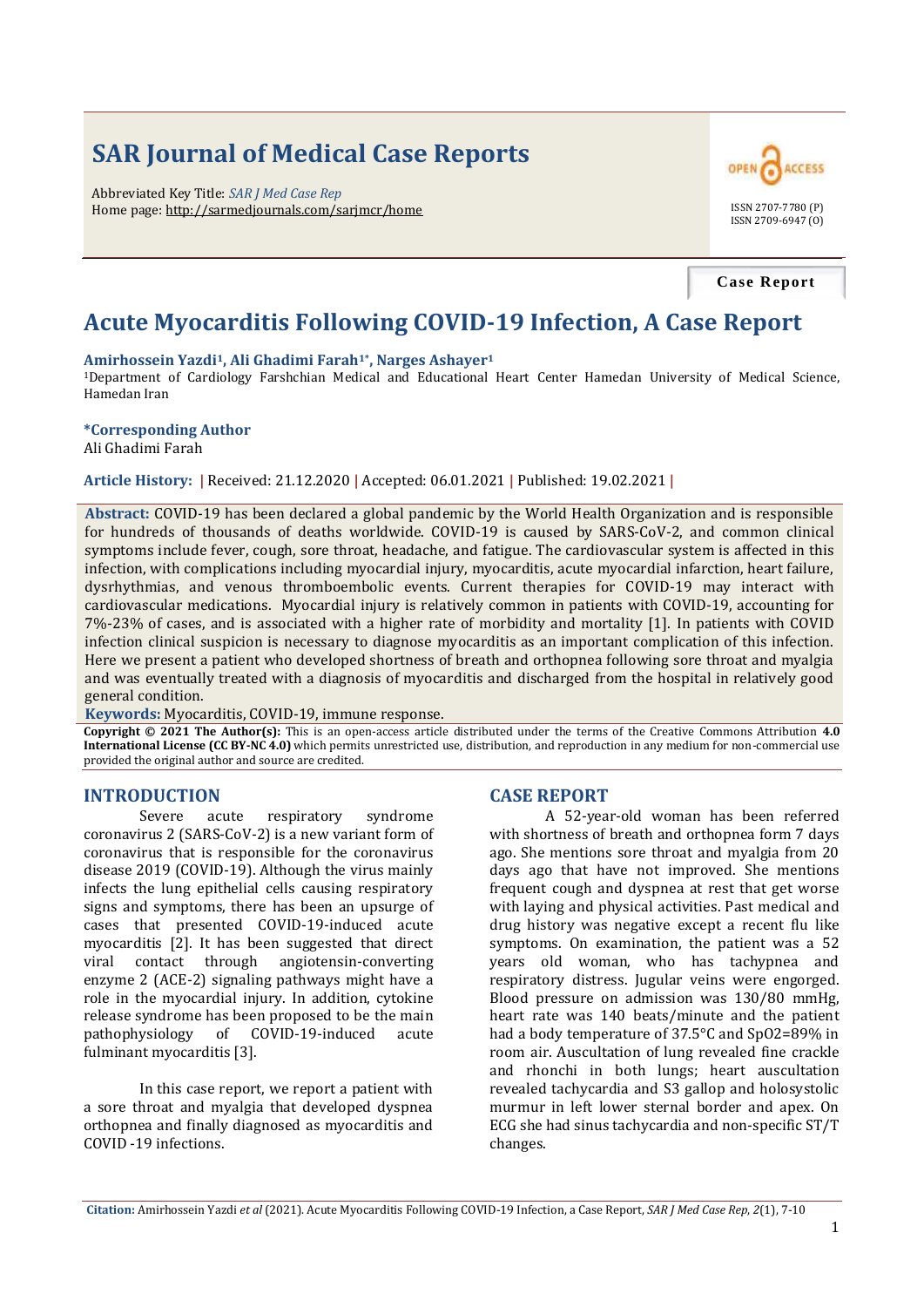# SAR Journal of Medical Case Reports

Abbreviated Key Title: *SAR J Med Case Rep*
Home page: http://sarmedjournals.com/sarjmcr/home

ISSN 2707-7780 (P)
ISSN 2709-6947 (O)

**Case Report**

# Acute Myocarditis Following COVID-19 Infection, A Case Report

**Amirhossein Yazdi[1], Ali Ghadimi Farah[1*], Narges Ashayer[1]**

[1]Department of Cardiology Farshchian Medical and Educational Heart Center Hamedan University of Medical Science, Hamedan Iran

**\*Corresponding Author**
Ali Ghadimi Farah

**Article History:** | Received: 21.12.2020 | Accepted: 06.01.2021 | Published: 19.02.2021 |

**Abstract:** COVID-19 has been declared a global pandemic by the World Health Organization and is responsible for hundreds of thousands of deaths worldwide. COVID-19 is caused by SARS-CoV-2, and common clinical symptoms include fever, cough, sore throat, headache, and fatigue. The cardiovascular system is affected in this infection, with complications including myocardial injury, myocarditis, acute myocardial infarction, heart failure, dysrhythmias, and venous thromboembolic events. Current therapies for COVID-19 may interact with cardiovascular medications. Myocardial injury is relatively common in patients with COVID-19, accounting for 7%-23% of cases, and is associated with a higher rate of morbidity and mortality [1]. In patients with COVID infection clinical suspicion is necessary to diagnose myocarditis as an important complication of this infection. Here we present a patient who developed shortness of breath and orthopnea following sore throat and myalgia and was eventually treated with a diagnosis of myocarditis and discharged from the hospital in relatively good general condition.

**Keywords:** Myocarditis, COVID-19, immune response.

**Copyright © 2021 The Author(s):** This is an open-access article distributed under the terms of the Creative Commons Attribution **4.0 International License (CC BY-NC 4.0)** which permits unrestricted use, distribution, and reproduction in any medium for non-commercial use provided the original author and source are credited.

## INTRODUCTION

Severe acute respiratory syndrome coronavirus 2 (SARS-CoV-2) is a new variant form of coronavirus that is responsible for the coronavirus disease 2019 (COVID-19). Although the virus mainly infects the lung epithelial cells causing respiratory signs and symptoms, there has been an upsurge of cases that presented COVID-19-induced acute myocarditis [2]. It has been suggested that direct viral contact through angiotensin-converting enzyme 2 (ACE-2) signaling pathways might have a role in the myocardial injury. In addition, cytokine release syndrome has been proposed to be the main pathophysiology of COVID-19-induced acute fulminant myocarditis [3].

In this case report, we report a patient with a sore throat and myalgia that developed dyspnea orthopnea and finally diagnosed as myocarditis and COVID -19 infections.

## CASE REPORT

A 52-year-old woman has been referred with shortness of breath and orthopnea form 7 days ago. She mentions sore throat and myalgia from 20 days ago that have not improved. She mentions frequent cough and dyspnea at rest that get worse with laying and physical activities. Past medical and drug history was negative except a recent flu like symptoms. On examination, the patient was a 52 years old woman, who has tachypnea and respiratory distress. Jugular veins were engorged. Blood pressure on admission was 130/80 mmHg, heart rate was 140 beats/minute and the patient had a body temperature of 37.5°C and SpO2=89% in room air. Auscultation of lung revealed fine crackle and rhonchi in both lungs; heart auscultation revealed tachycardia and S3 gallop and holosystolic murmur in left lower sternal border and apex. On ECG she had sinus tachycardia and non-specific ST/T changes.

**Citation:** Amirhossein Yazdi *et al* (2021). Acute Myocarditis Following COVID-19 Infection, a Case Report, *SAR J Med Case Rep*, *2*(1), 7-10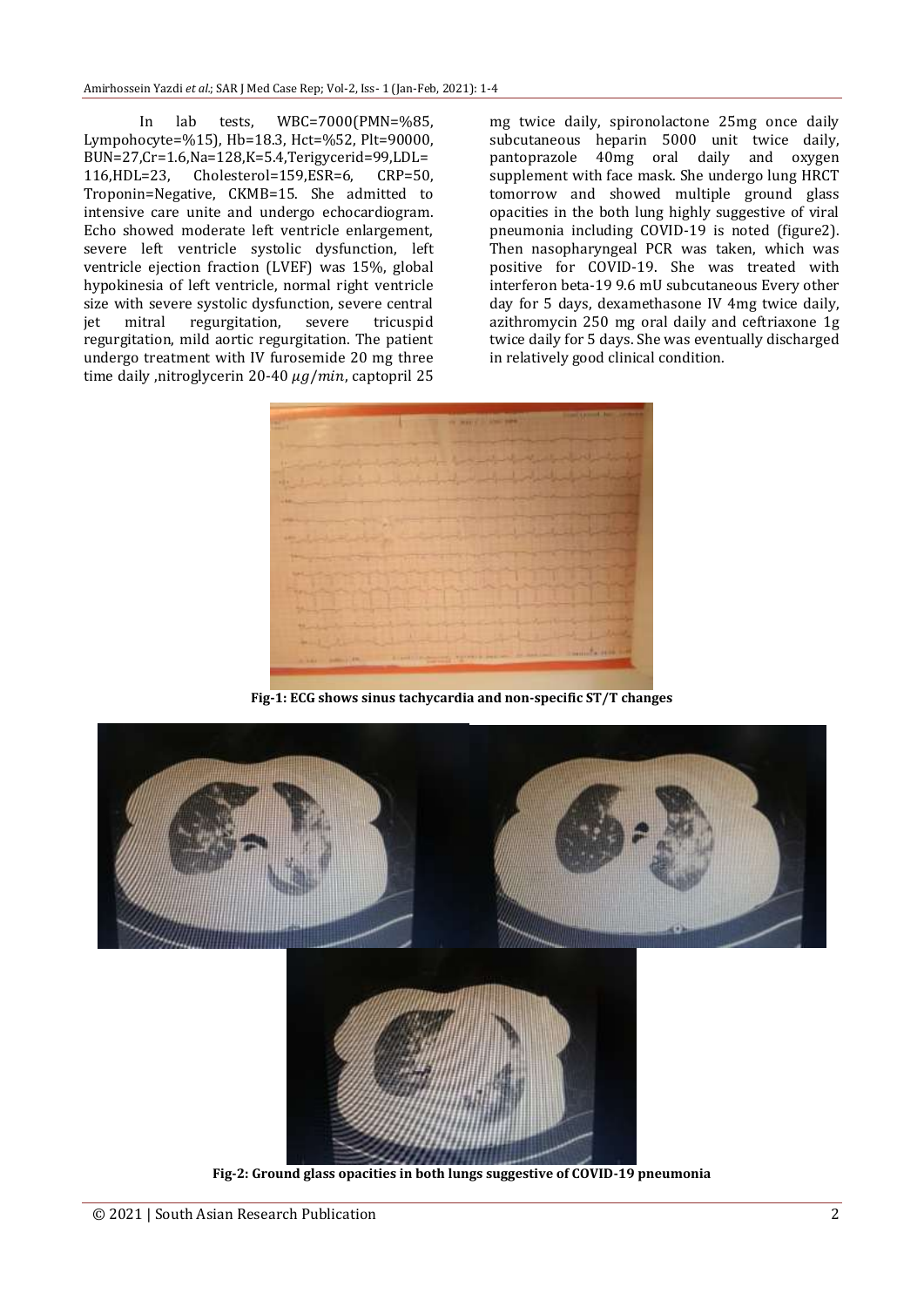In lab tests, WBC=7000(PMN=%85, Lympohocyte=%15), Hb=18.3, Hct=%52, Plt=90000, BUN=27,Cr=1.6,Na=128,K=5.4,Terigycerid=99,LDL= 116,HDL=23, Cholesterol=159,ESR=6, CRP=50, Troponin=Negative, CKMB=15. She admitted to intensive care unite and undergo echocardiogram. Echo showed moderate left ventricle enlargement, severe left ventricle systolic dysfunction, left ventricle ejection fraction (LVEF) was 15%, global hypokinesia of left ventricle, normal right ventricle size with severe systolic dysfunction, severe central jet mitral regurgitation, severe tricuspid regurgitation, mild aortic regurgitation. The patient undergo treatment with IV furosemide 20 mg three time daily ,nitroglycerin 20-40 $\mu g/min$, captopril 25 mg twice daily, spironolactone 25mg once daily subcutaneous heparin 5000 unit twice daily, pantoprazole 40mg oral daily and oxygen supplement with face mask. She undergo lung HRCT tomorrow and showed multiple ground glass opacities in the both lung highly suggestive of viral pneumonia including COVID-19 is noted (figure2). Then nasopharyngeal PCR was taken, which was positive for COVID-19. She was treated with interferon beta-19 9.6 mU subcutaneous Every other day for 5 days, dexamethasone IV 4mg twice daily, azithromycin 250 mg oral daily and ceftriaxone 1g twice daily for 5 days. She was eventually discharged in relatively good clinical condition.

**Fig-1: ECG shows sinus tachycardia and non-specific ST/T changes**

**Fig-2: Ground glass opacities in both lungs suggestive of COVID-19 pneumonia**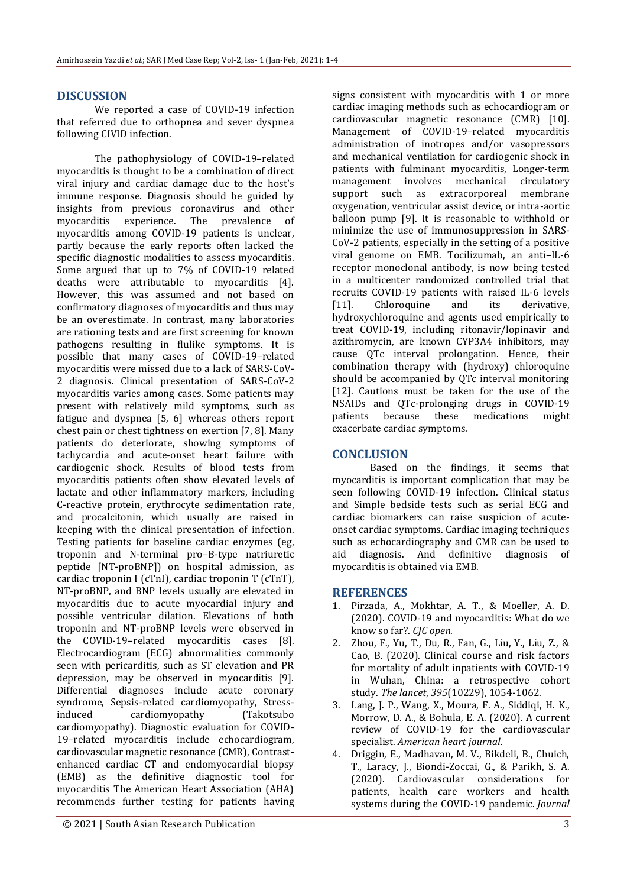## DISCUSSION

We reported a case of COVID-19 infection that referred due to orthopnea and sever dyspnea following CIVID infection.

The pathophysiology of COVID-19–related myocarditis is thought to be a combination of direct viral injury and cardiac damage due to the host's immune response. Diagnosis should be guided by insights from previous coronavirus and other myocarditis experience. The prevalence of myocarditis among COVID-19 patients is unclear, partly because the early reports often lacked the specific diagnostic modalities to assess myocarditis. Some argued that up to 7% of COVID-19 related deaths were attributable to myocarditis [4]. However, this was assumed and not based on confirmatory diagnoses of myocarditis and thus may be an overestimate. In contrast, many laboratories are rationing tests and are first screening for known pathogens resulting in flulike symptoms. It is possible that many cases of COVID-19–related myocarditis were missed due to a lack of SARS-CoV-2 diagnosis. Clinical presentation of SARS-CoV-2 myocarditis varies among cases. Some patients may present with relatively mild symptoms, such as fatigue and dyspnea [5, 6] whereas others report chest pain or chest tightness on exertion [7, 8]. Many patients do deteriorate, showing symptoms of tachycardia and acute-onset heart failure with cardiogenic shock. Results of blood tests from myocarditis patients often show elevated levels of lactate and other inflammatory markers, including C-reactive protein, erythrocyte sedimentation rate, and procalcitonin, which usually are raised in keeping with the clinical presentation of infection. Testing patients for baseline cardiac enzymes (eg, troponin and N-terminal pro–B-type natriuretic peptide [NT-proBNP]) on hospital admission, as cardiac troponin I (cTnI), cardiac troponin T (cTnT), NT-proBNP, and BNP levels usually are elevated in myocarditis due to acute myocardial injury and possible ventricular dilation. Elevations of both troponin and NT-proBNP levels were observed in the COVID-19–related myocarditis cases [8]. Electrocardiogram (ECG) abnormalities commonly seen with pericarditis, such as ST elevation and PR depression, may be observed in myocarditis [9]. Differential diagnoses include acute coronary syndrome, Sepsis-related cardiomyopathy, Stress-induced cardiomyopathy (Takotsubo cardiomyopathy). Diagnostic evaluation for COVID-19–related myocarditis include echocardiogram, cardiovascular magnetic resonance (CMR), Contrast-enhanced cardiac CT and endomyocardial biopsy (EMB) as the definitive diagnostic tool for myocarditis The American Heart Association (AHA) recommends further testing for patients having signs consistent with myocarditis with 1 or more cardiac imaging methods such as echocardiogram or cardiovascular magnetic resonance (CMR) [10]. Management of COVID-19–related myocarditis administration of inotropes and/or vasopressors and mechanical ventilation for cardiogenic shock in patients with fulminant myocarditis, Longer-term management involves mechanical circulatory support such as extracorporeal membrane oxygenation, ventricular assist device, or intra-aortic balloon pump [9]. It is reasonable to withhold or minimize the use of immunosuppression in SARS-CoV-2 patients, especially in the setting of a positive viral genome on EMB. Tocilizumab, an anti–IL-6 receptor monoclonal antibody, is now being tested in a multicenter randomized controlled trial that recruits COVID-19 patients with raised IL-6 levels [11]. Chloroquine and its derivative, hydroxychloroquine and agents used empirically to treat COVID-19, including ritonavir/lopinavir and azithromycin, are known CYP3A4 inhibitors, may cause QTc interval prolongation. Hence, their combination therapy with (hydroxy) chloroquine should be accompanied by QTc interval monitoring [12]. Cautions must be taken for the use of the NSAIDs and QTc-prolonging drugs in COVID-19 patients because these medications might exacerbate cardiac symptoms.

## CONCLUSION

Based on the findings, it seems that myocarditis is important complication that may be seen following COVID-19 infection. Clinical status and Simple bedside tests such as serial ECG and cardiac biomarkers can raise suspicion of acute-onset cardiac symptoms. Cardiac imaging techniques such as echocardiography and CMR can be used to aid diagnosis. And definitive diagnosis of myocarditis is obtained via EMB.

## REFERENCES

1. Pirzada, A., Mokhtar, A. T., & Moeller, A. D. (2020). COVID-19 and myocarditis: What do we know so far?. *CJC open*.
2. Zhou, F., Yu, T., Du, R., Fan, G., Liu, Y., Liu, Z., & Cao, B. (2020). Clinical course and risk factors for mortality of adult inpatients with COVID-19 in Wuhan, China: a retrospective cohort study. *The lancet*, *395*(10229), 1054-1062.
3. Lang, J. P., Wang, X., Moura, F. A., Siddiqi, H. K., Morrow, D. A., & Bohula, E. A. (2020). A current review of COVID-19 for the cardiovascular specialist. *American heart journal*.
4. Driggin, E., Madhavan, M. V., Bikdeli, B., Chuich, T., Laracy, J., Biondi-Zoccai, G., & Parikh, S. A. (2020). Cardiovascular considerations for patients, health care workers and health systems during the COVID-19 pandemic. *Journal*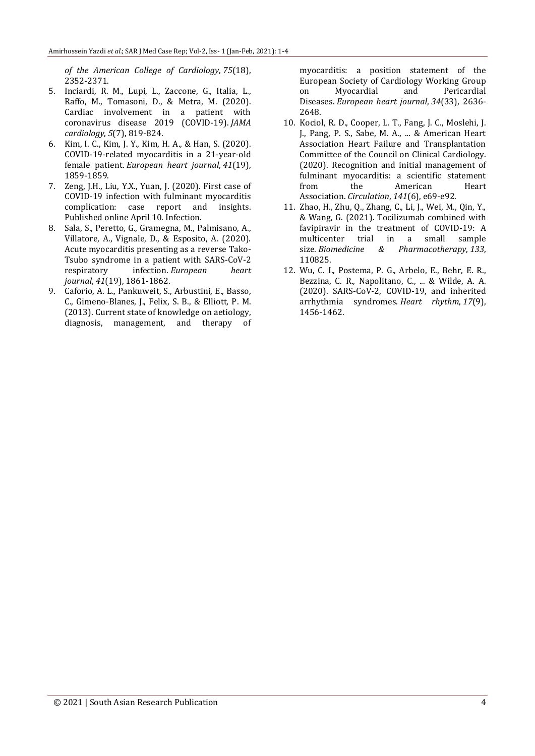*of the American College of Cardiology*, *75*(18), 2352-2371.

5. Inciardi, R. M., Lupi, L., Zaccone, G., Italia, L., Raffo, M., Tomasoni, D., & Metra, M. (2020). Cardiac involvement in a patient with coronavirus disease 2019 (COVID-19). *JAMA cardiology*, *5*(7), 819-824.
6. Kim, I. C., Kim, J. Y., Kim, H. A., & Han, S. (2020). COVID-19-related myocarditis in a 21-year-old female patient. *European heart journal*, *41*(19), 1859-1859.
7. Zeng, J.H., Liu, Y.X., Yuan, J. (2020). First case of COVID-19 infection with fulminant myocarditis complication: case report and insights. Published online April 10. Infection.
8. Sala, S., Peretto, G., Gramegna, M., Palmisano, A., Villatore, A., Vignale, D., & Esposito, A. (2020). Acute myocarditis presenting as a reverse Tako-Tsubo syndrome in a patient with SARS-CoV-2 respiratory infection. *European heart journal*, *41*(19), 1861-1862.
9. Caforio, A. L., Pankuweit, S., Arbustini, E., Basso, C., Gimeno-Blanes, J., Felix, S. B., & Elliott, P. M. (2013). Current state of knowledge on aetiology, diagnosis, management, and therapy of myocarditis: a position statement of the European Society of Cardiology Working Group on Myocardial and Pericardial Diseases. *European heart journal*, *34*(33), 2636-2648.
10. Kociol, R. D., Cooper, L. T., Fang, J. C., Moslehi, J. J., Pang, P. S., Sabe, M. A., ... & American Heart Association Heart Failure and Transplantation Committee of the Council on Clinical Cardiology. (2020). Recognition and initial management of fulminant myocarditis: a scientific statement from the American Heart Association. *Circulation*, *141*(6), e69-e92.
11. Zhao, H., Zhu, Q., Zhang, C., Li, J., Wei, M., Qin, Y., & Wang, G. (2021). Tocilizumab combined with favipiravir in the treatment of COVID-19: A multicenter trial in a small sample size. *Biomedicine & Pharmacotherapy*, *133*, 110825.
12. Wu, C. I., Postema, P. G., Arbelo, E., Behr, E. R., Bezzina, C. R., Napolitano, C., ... & Wilde, A. A. (2020). SARS-CoV-2, COVID-19, and inherited arrhythmia syndromes. *Heart rhythm*, *17*(9), 1456-1462.